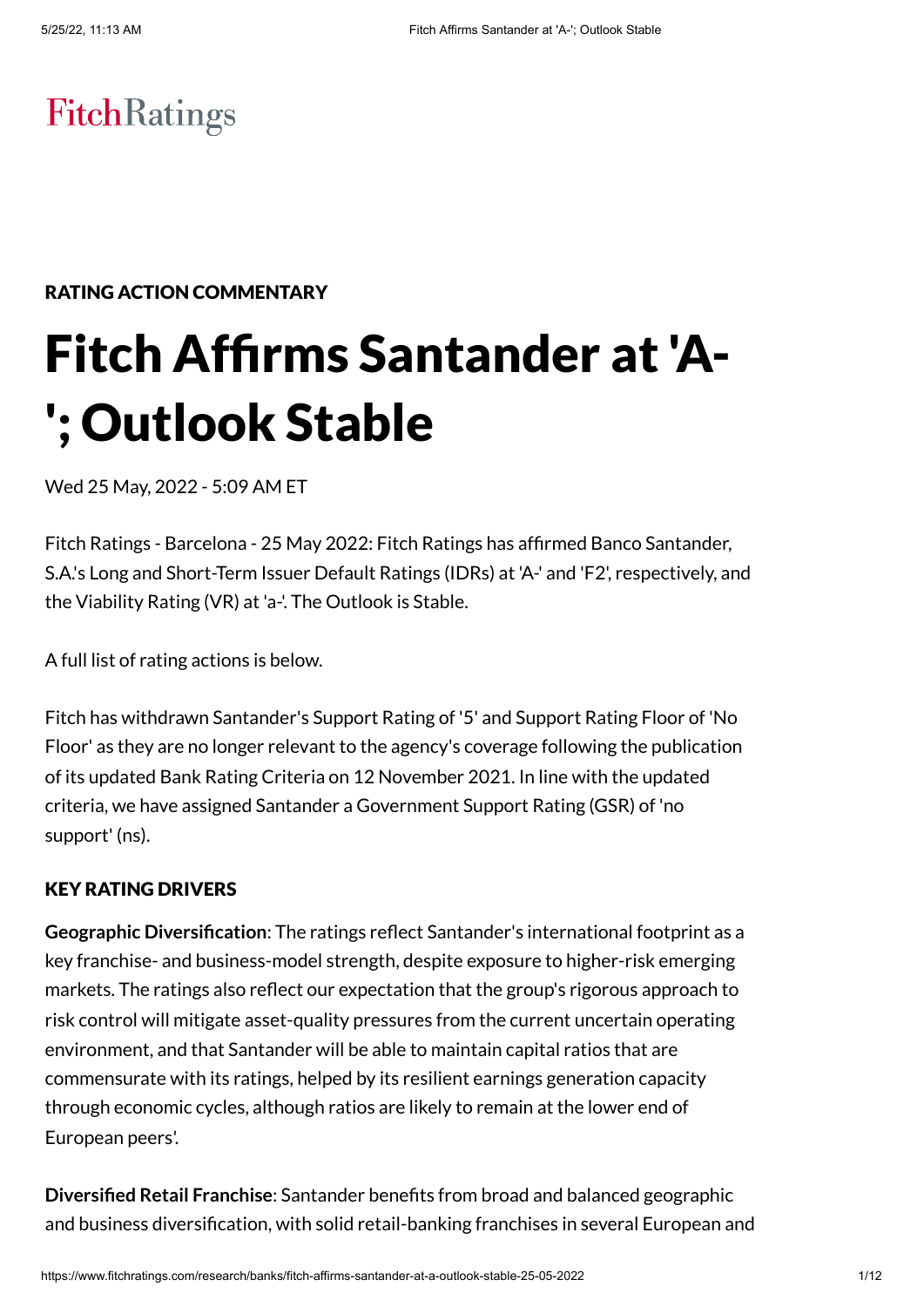FitchRatings

**RATING ACTION COMMENTARY**

# Fitch Affirms Santander at 'A-'; Outlook Stable

Wed 25 May, 2022 - 5:09 AM ET

Fitch Ratings - Barcelona - 25 May 2022: Fitch Ratings has affirmed Banco Santander, S.A.'s Long and Short-Term Issuer Default Ratings (IDRs) at 'A-' and 'F2', respectively, and the Viability Rating (VR) at 'a-'. The Outlook is Stable.

A full list of rating actions is below.

Fitch has withdrawn Santander's Support Rating of '5' and Support Rating Floor of 'No Floor' as they are no longer relevant to the agency's coverage following the publication of its updated Bank Rating Criteria on 12 November 2021. In line with the updated criteria, we have assigned Santander a Government Support Rating (GSR) of 'no support' (ns).

## KEY RATING DRIVERS

**Geographic Diversification**: The ratings reflect Santander's international footprint as a key franchise- and business-model strength, despite exposure to higher-risk emerging markets. The ratings also reflect our expectation that the group's rigorous approach to risk control will mitigate asset-quality pressures from the current uncertain operating environment, and that Santander will be able to maintain capital ratios that are commensurate with its ratings, helped by its resilient earnings generation capacity through economic cycles, although ratios are likely to remain at the lower end of European peers'.

**Diversified Retail Franchise**: Santander benefits from broad and balanced geographic and business diversification, with solid retail-banking franchises in several European and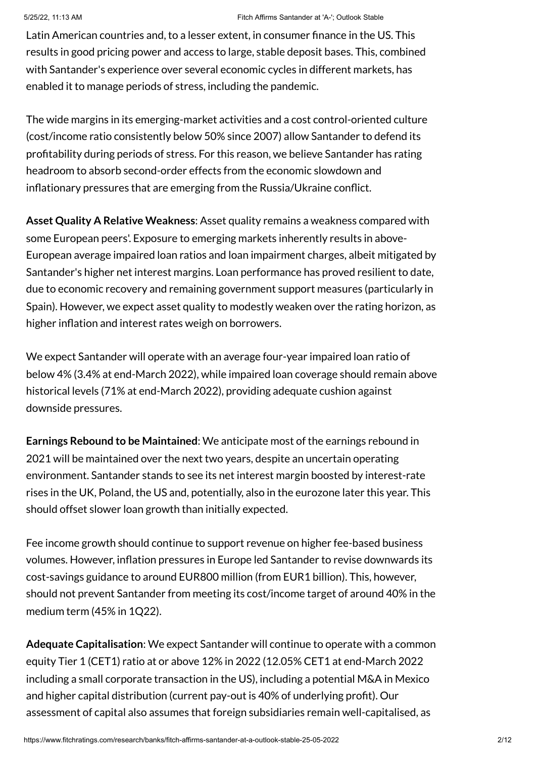Latin American countries and, to a lesser extent, in consumer finance in the US. This results in good pricing power and access to large, stable deposit bases. This, combined with Santander's experience over several economic cycles in different markets, has enabled it to manage periods of stress, including the pandemic.

The wide margins in its emerging-market activities and a cost control-oriented culture (cost/income ratio consistently below 50% since 2007) allow Santander to defend its profitability during periods of stress. For this reason, we believe Santander has rating headroom to absorb second-order effects from the economic slowdown and inflationary pressures that are emerging from the Russia/Ukraine conflict.

**Asset Quality A Relative Weakness**: Asset quality remains a weakness compared with some European peers'. Exposure to emerging markets inherently results in above-European average impaired loan ratios and loan impairment charges, albeit mitigated by Santander's higher net interest margins. Loan performance has proved resilient to date, due to economic recovery and remaining government support measures (particularly in Spain). However, we expect asset quality to modestly weaken over the rating horizon, as higher inflation and interest rates weigh on borrowers.

We expect Santander will operate with an average four-year impaired loan ratio of below 4% (3.4% at end-March 2022), while impaired loan coverage should remain above historical levels (71% at end-March 2022), providing adequate cushion against downside pressures.

**Earnings Rebound to be Maintained**: We anticipate most of the earnings rebound in 2021 will be maintained over the next two years, despite an uncertain operating environment. Santander stands to see its net interest margin boosted by interest-rate rises in the UK, Poland, the US and, potentially, also in the eurozone later this year. This should offset slower loan growth than initially expected.

Fee income growth should continue to support revenue on higher fee-based business volumes. However, inflation pressures in Europe led Santander to revise downwards its cost-savings guidance to around EUR800 million (from EUR1 billion). This, however, should not prevent Santander from meeting its cost/income target of around 40% in the medium term (45% in 1Q22).

**Adequate Capitalisation**: We expect Santander will continue to operate with a common equity Tier 1 (CET1) ratio at or above 12% in 2022 (12.05% CET1 at end-March 2022 including a small corporate transaction in the US), including a potential M&A in Mexico and higher capital distribution (current pay-out is 40% of underlying profit). Our assessment of capital also assumes that foreign subsidiaries remain well-capitalised, as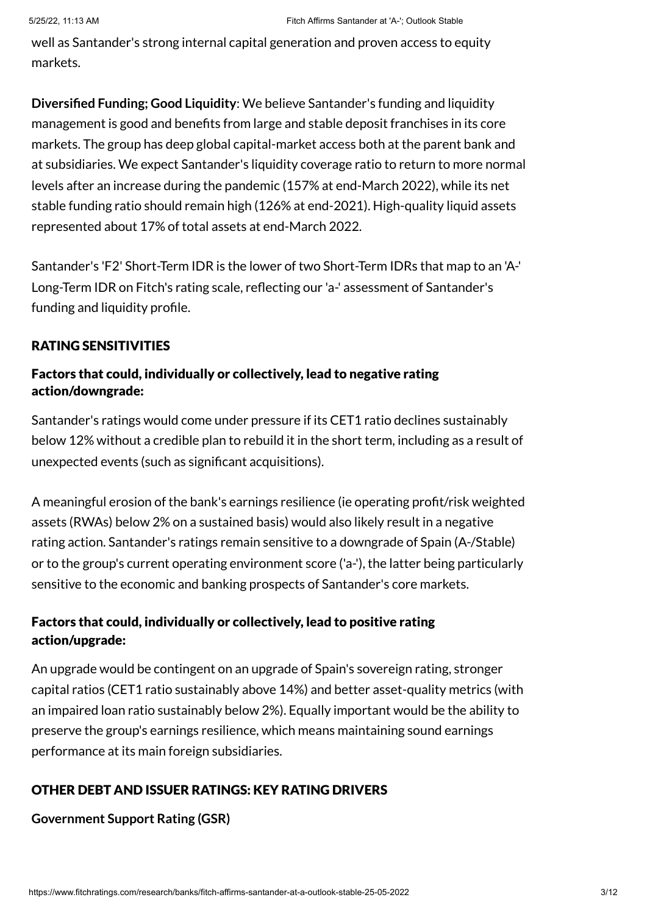well as Santander's strong internal capital generation and proven access to equity markets.

**Diversified Funding; Good Liquidity**: We believe Santander's funding and liquidity management is good and benefits from large and stable deposit franchises in its core markets. The group has deep global capital-market access both at the parent bank and at subsidiaries. We expect Santander's liquidity coverage ratio to return to more normal levels after an increase during the pandemic (157% at end-March 2022), while its net stable funding ratio should remain high (126% at end-2021). High-quality liquid assets represented about 17% of total assets at end-March 2022.

Santander's 'F2' Short-Term IDR is the lower of two Short-Term IDRs that map to an 'A-' Long-Term IDR on Fitch's rating scale, reflecting our 'a-' assessment of Santander's funding and liquidity profile.

## RATING SENSITIVITIES

### Factors that could, individually or collectively, lead to negative rating action/downgrade:

Santander's ratings would come under pressure if its CET1 ratio declines sustainably below 12% without a credible plan to rebuild it in the short term, including as a result of unexpected events (such as significant acquisitions).

A meaningful erosion of the bank's earnings resilience (ie operating profit/risk weighted assets (RWAs) below 2% on a sustained basis) would also likely result in a negative rating action. Santander's ratings remain sensitive to a downgrade of Spain (A-/Stable) or to the group's current operating environment score ('a-'), the latter being particularly sensitive to the economic and banking prospects of Santander's core markets.

### Factors that could, individually or collectively, lead to positive rating action/upgrade:

An upgrade would be contingent on an upgrade of Spain's sovereign rating, stronger capital ratios (CET1 ratio sustainably above 14%) and better asset-quality metrics (with an impaired loan ratio sustainably below 2%). Equally important would be the ability to preserve the group's earnings resilience, which means maintaining sound earnings performance at its main foreign subsidiaries.

## OTHER DEBT AND ISSUER RATINGS: KEY RATING DRIVERS

**Government Support Rating (GSR)**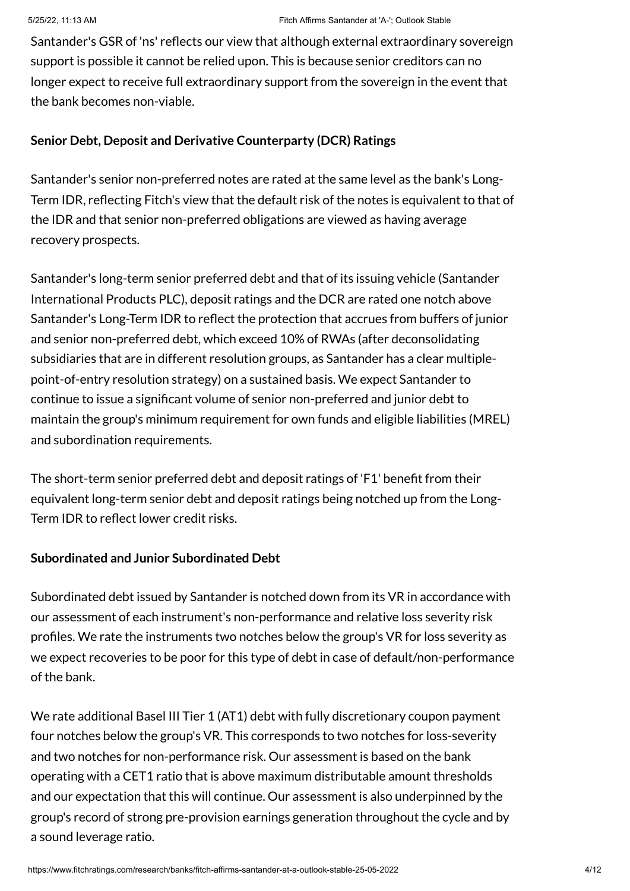Santander's GSR of 'ns' reflects our view that although external extraordinary sovereign support is possible it cannot be relied upon. This is because senior creditors can no longer expect to receive full extraordinary support from the sovereign in the event that the bank becomes non-viable.

**Senior Debt, Deposit and Derivative Counterparty (DCR) Ratings**

Santander's senior non-preferred notes are rated at the same level as the bank's Long-Term IDR, reflecting Fitch's view that the default risk of the notes is equivalent to that of the IDR and that senior non-preferred obligations are viewed as having average recovery prospects.

Santander's long-term senior preferred debt and that of its issuing vehicle (Santander International Products PLC), deposit ratings and the DCR are rated one notch above Santander's Long-Term IDR to reflect the protection that accrues from buffers of junior and senior non-preferred debt, which exceed 10% of RWAs (after deconsolidating subsidiaries that are in different resolution groups, as Santander has a clear multiple-point-of-entry resolution strategy) on a sustained basis. We expect Santander to continue to issue a significant volume of senior non-preferred and junior debt to maintain the group's minimum requirement for own funds and eligible liabilities (MREL) and subordination requirements.

The short-term senior preferred debt and deposit ratings of 'F1' benefit from their equivalent long-term senior debt and deposit ratings being notched up from the Long-Term IDR to reflect lower credit risks.

**Subordinated and Junior Subordinated Debt**

Subordinated debt issued by Santander is notched down from its VR in accordance with our assessment of each instrument's non-performance and relative loss severity risk profiles. We rate the instruments two notches below the group's VR for loss severity as we expect recoveries to be poor for this type of debt in case of default/non-performance of the bank.

We rate additional Basel III Tier 1 (AT1) debt with fully discretionary coupon payment four notches below the group's VR. This corresponds to two notches for loss-severity and two notches for non-performance risk. Our assessment is based on the bank operating with a CET1 ratio that is above maximum distributable amount thresholds and our expectation that this will continue. Our assessment is also underpinned by the group's record of strong pre-provision earnings generation throughout the cycle and by a sound leverage ratio.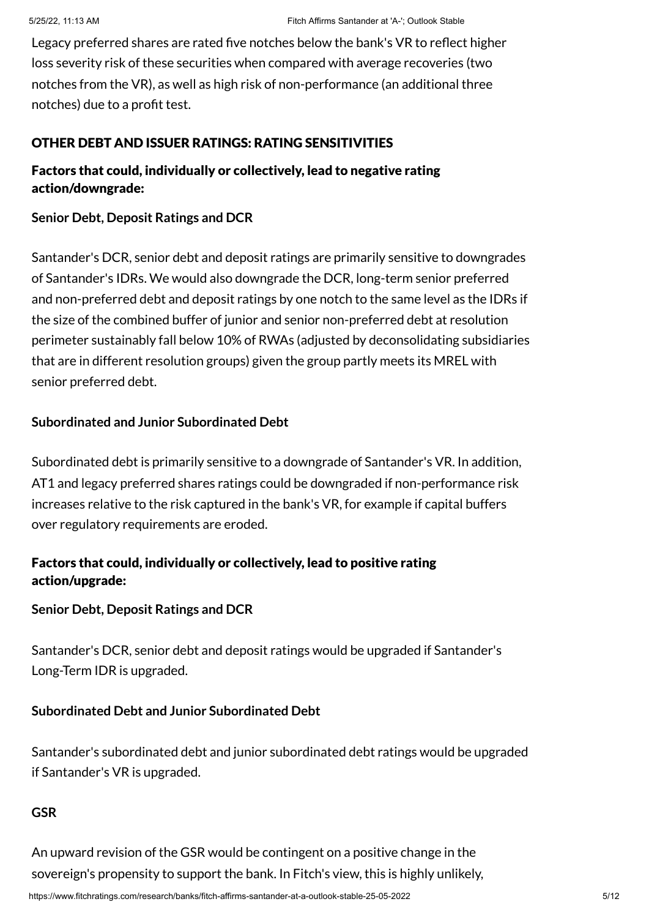Legacy preferred shares are rated five notches below the bank's VR to reflect higher loss severity risk of these securities when compared with average recoveries (two notches from the VR), as well as high risk of non-performance (an additional three notches) due to a profit test.

## OTHER DEBT AND ISSUER RATINGS: RATING SENSITIVITIES

### Factors that could, individually or collectively, lead to negative rating action/downgrade:

**Senior Debt, Deposit Ratings and DCR**

Santander's DCR, senior debt and deposit ratings are primarily sensitive to downgrades of Santander's IDRs. We would also downgrade the DCR, long-term senior preferred and non-preferred debt and deposit ratings by one notch to the same level as the IDRs if the size of the combined buffer of junior and senior non-preferred debt at resolution perimeter sustainably fall below 10% of RWAs (adjusted by deconsolidating subsidiaries that are in different resolution groups) given the group partly meets its MREL with senior preferred debt.

**Subordinated and Junior Subordinated Debt**

Subordinated debt is primarily sensitive to a downgrade of Santander's VR. In addition, AT1 and legacy preferred shares ratings could be downgraded if non-performance risk increases relative to the risk captured in the bank's VR, for example if capital buffers over regulatory requirements are eroded.

### Factors that could, individually or collectively, lead to positive rating action/upgrade:

**Senior Debt, Deposit Ratings and DCR**

Santander's DCR, senior debt and deposit ratings would be upgraded if Santander's Long-Term IDR is upgraded.

**Subordinated Debt and Junior Subordinated Debt**

Santander's subordinated debt and junior subordinated debt ratings would be upgraded if Santander's VR is upgraded.

**GSR**

An upward revision of the GSR would be contingent on a positive change in the sovereign's propensity to support the bank. In Fitch's view, this is highly unlikely,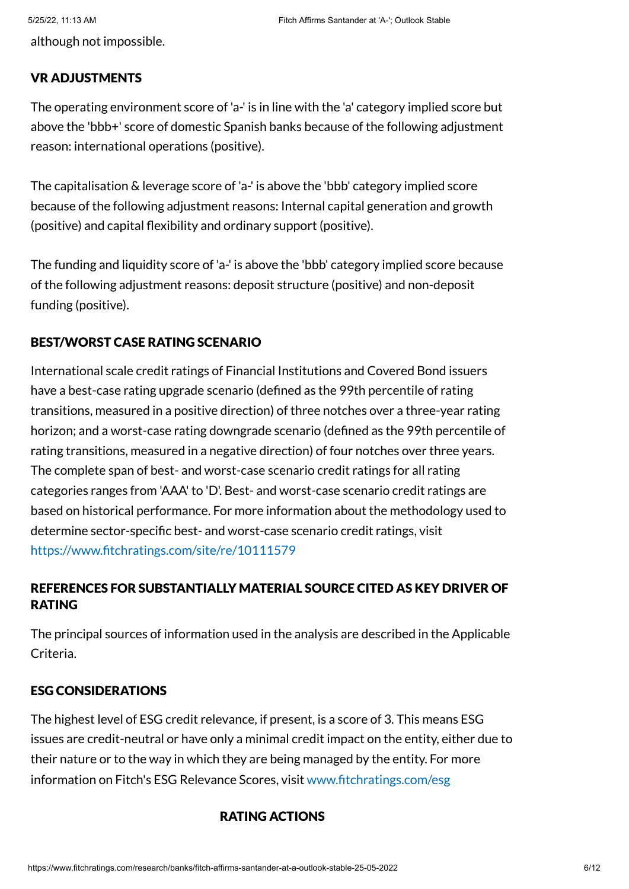although not impossible.

## VR ADJUSTMENTS

The operating environment score of 'a-' is in line with the 'a' category implied score but above the 'bbb+' score of domestic Spanish banks because of the following adjustment reason: international operations (positive).

The capitalisation & leverage score of 'a-' is above the 'bbb' category implied score because of the following adjustment reasons: Internal capital generation and growth (positive) and capital flexibility and ordinary support (positive).

The funding and liquidity score of 'a-' is above the 'bbb' category implied score because of the following adjustment reasons: deposit structure (positive) and non-deposit funding (positive).

## BEST/WORST CASE RATING SCENARIO

International scale credit ratings of Financial Institutions and Covered Bond issuers have a best-case rating upgrade scenario (defined as the 99th percentile of rating transitions, measured in a positive direction) of three notches over a three-year rating horizon; and a worst-case rating downgrade scenario (defined as the 99th percentile of rating transitions, measured in a negative direction) of four notches over three years. The complete span of best- and worst-case scenario credit ratings for all rating categories ranges from 'AAA' to 'D'. Best- and worst-case scenario credit ratings are based on historical performance. For more information about the methodology used to determine sector-specific best- and worst-case scenario credit ratings, visit https://www.fitchratings.com/site/re/10111579

## REFERENCES FOR SUBSTANTIALLY MATERIAL SOURCE CITED AS KEY DRIVER OF RATING

The principal sources of information used in the analysis are described in the Applicable Criteria.

## ESG CONSIDERATIONS

The highest level of ESG credit relevance, if present, is a score of 3. This means ESG issues are credit-neutral or have only a minimal credit impact on the entity, either due to their nature or to the way in which they are being managed by the entity. For more information on Fitch's ESG Relevance Scores, visit www.fitchratings.com/esg

## RATING ACTIONS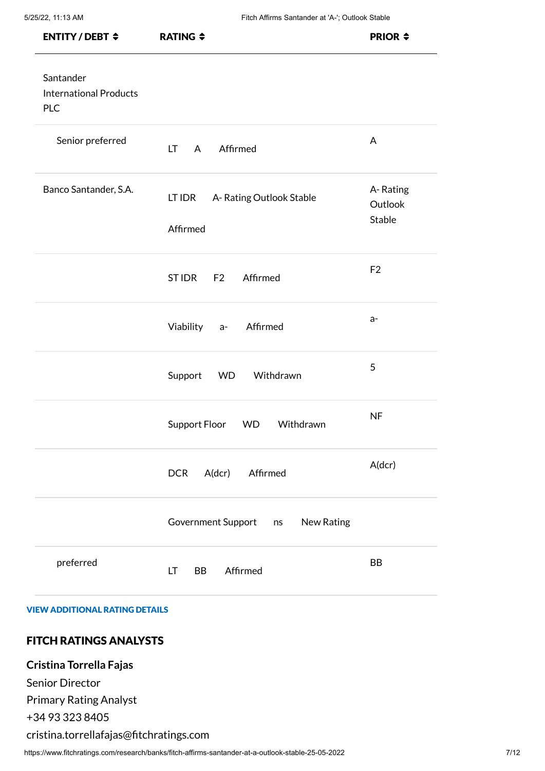| ENTITY / DEBT ⇕ | RATING ⇕ | PRIOR ⇕ |
|---|---|---|
| Santander International Products PLC | | |
| Senior preferred | LT A Affirmed | A |
| Banco Santander, S.A. | LT IDR A- Rating Outlook Stable Affirmed | A- Rating Outlook Stable |
| | ST IDR F2 Affirmed | F2 |
| | Viability a- Affirmed | a- |
| | Support WD Withdrawn | 5 |
| | Support Floor WD Withdrawn | NF |
| | DCR A(dcr) Affirmed | A(dcr) |
| | Government Support ns New Rating | |
| preferred | LT BB Affirmed | BB |

**VIEW ADDITIONAL RATING DETAILS**

## FITCH RATINGS ANALYSTS

**Cristina Torrella Fajas**
Senior Director
Primary Rating Analyst
+34 93 323 8405
cristina.torrellafajas@fitchratings.com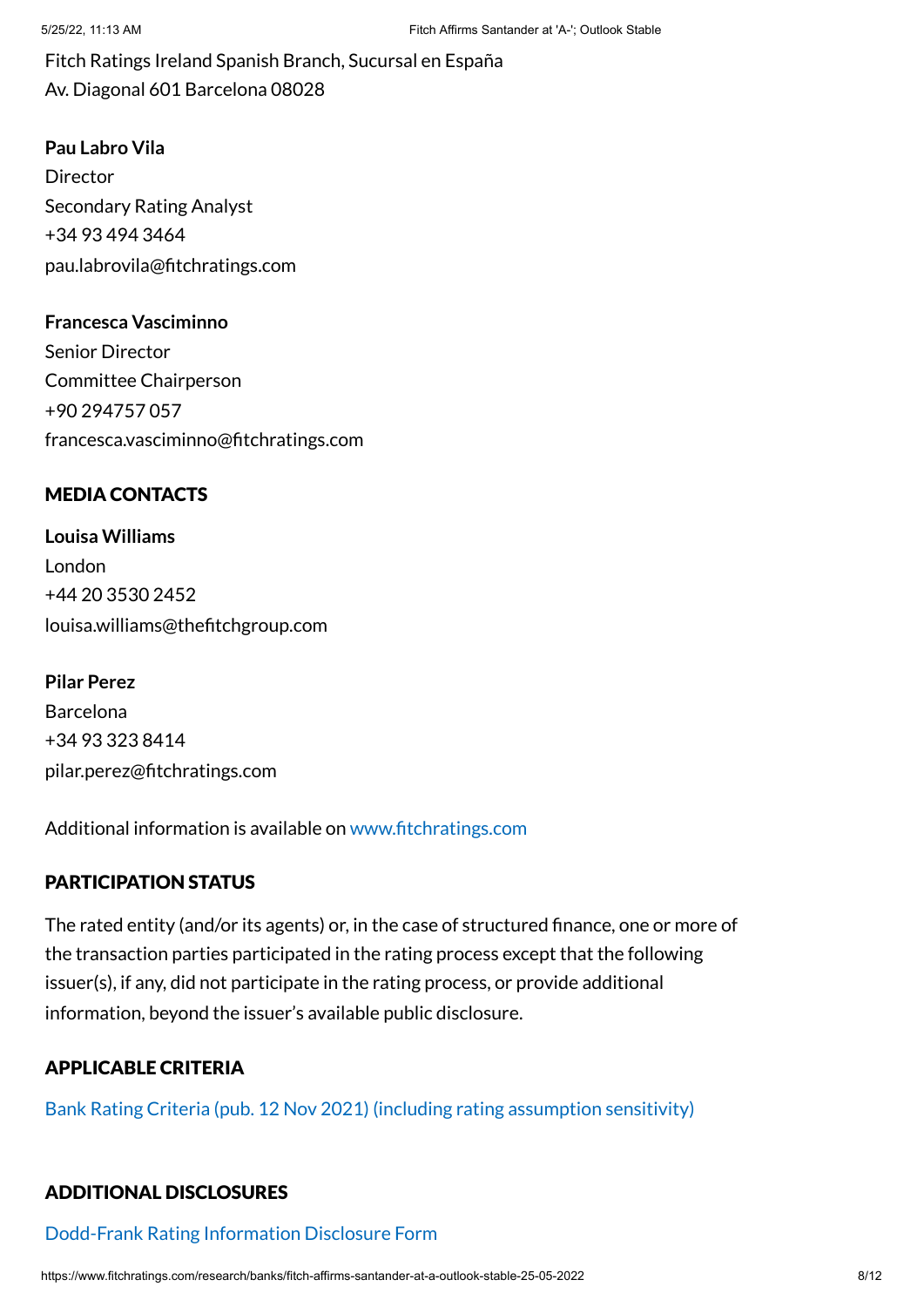Fitch Ratings Ireland Spanish Branch, Sucursal en España
Av. Diagonal 601 Barcelona 08028

**Pau Labro Vila**
Director
Secondary Rating Analyst
+34 93 494 3464
pau.labrovila@fitchratings.com

**Francesca Vasciminno**
Senior Director
Committee Chairperson
+90 294757 057
francesca.vasciminno@fitchratings.com

## MEDIA CONTACTS

**Louisa Williams**
London
+44 20 3530 2452
louisa.williams@thefitchgroup.com

**Pilar Perez**
Barcelona
+34 93 323 8414
pilar.perez@fitchratings.com

Additional information is available on www.fitchratings.com

## PARTICIPATION STATUS

The rated entity (and/or its agents) or, in the case of structured finance, one or more of the transaction parties participated in the rating process except that the following issuer(s), if any, did not participate in the rating process, or provide additional information, beyond the issuer's available public disclosure.

## APPLICABLE CRITERIA

Bank Rating Criteria (pub. 12 Nov 2021) (including rating assumption sensitivity)

## ADDITIONAL DISCLOSURES

Dodd-Frank Rating Information Disclosure Form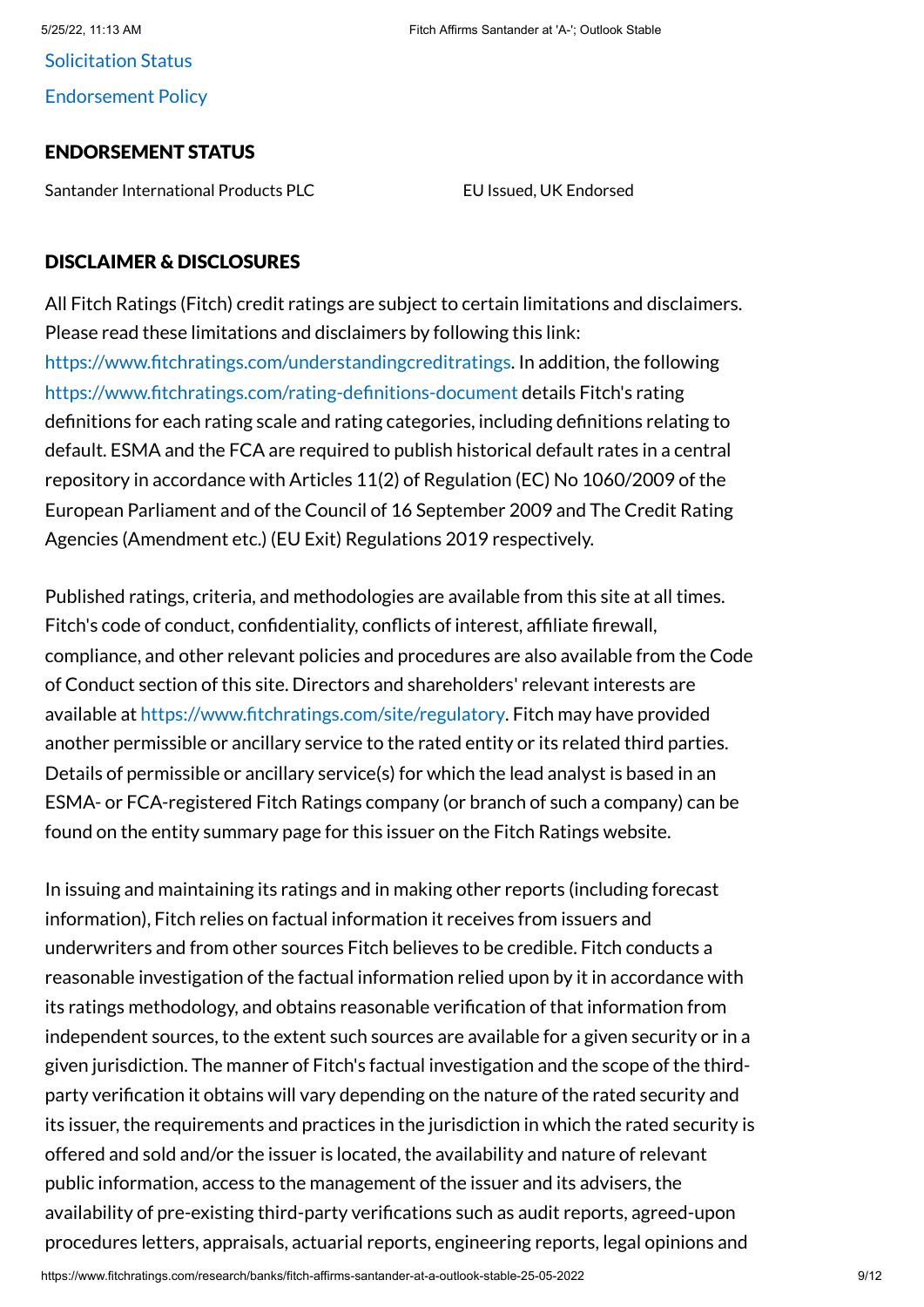[Solicitation Status](https://www.fitchratings.com)

[Endorsement Policy](https://www.fitchratings.com)

## ENDORSEMENT STATUS

| | |
|---|---|
| Santander International Products PLC | EU Issued, UK Endorsed |

## DISCLAIMER & DISCLOSURES

All Fitch Ratings (Fitch) credit ratings are subject to certain limitations and disclaimers. Please read these limitations and disclaimers by following this link: https://www.fitchratings.com/understandingcreditratings. In addition, the following https://www.fitchratings.com/rating-definitions-document details Fitch's rating definitions for each rating scale and rating categories, including definitions relating to default. ESMA and the FCA are required to publish historical default rates in a central repository in accordance with Articles 11(2) of Regulation (EC) No 1060/2009 of the European Parliament and of the Council of 16 September 2009 and The Credit Rating Agencies (Amendment etc.) (EU Exit) Regulations 2019 respectively.

Published ratings, criteria, and methodologies are available from this site at all times. Fitch's code of conduct, confidentiality, conflicts of interest, affiliate firewall, compliance, and other relevant policies and procedures are also available from the Code of Conduct section of this site. Directors and shareholders' relevant interests are available at https://www.fitchratings.com/site/regulatory. Fitch may have provided another permissible or ancillary service to the rated entity or its related third parties. Details of permissible or ancillary service(s) for which the lead analyst is based in an ESMA- or FCA-registered Fitch Ratings company (or branch of such a company) can be found on the entity summary page for this issuer on the Fitch Ratings website.

In issuing and maintaining its ratings and in making other reports (including forecast information), Fitch relies on factual information it receives from issuers and underwriters and from other sources Fitch believes to be credible. Fitch conducts a reasonable investigation of the factual information relied upon by it in accordance with its ratings methodology, and obtains reasonable verification of that information from independent sources, to the extent such sources are available for a given security or in a given jurisdiction. The manner of Fitch's factual investigation and the scope of the third-party verification it obtains will vary depending on the nature of the rated security and its issuer, the requirements and practices in the jurisdiction in which the rated security is offered and sold and/or the issuer is located, the availability and nature of relevant public information, access to the management of the issuer and its advisers, the availability of pre-existing third-party verifications such as audit reports, agreed-upon procedures letters, appraisals, actuarial reports, engineering reports, legal opinions and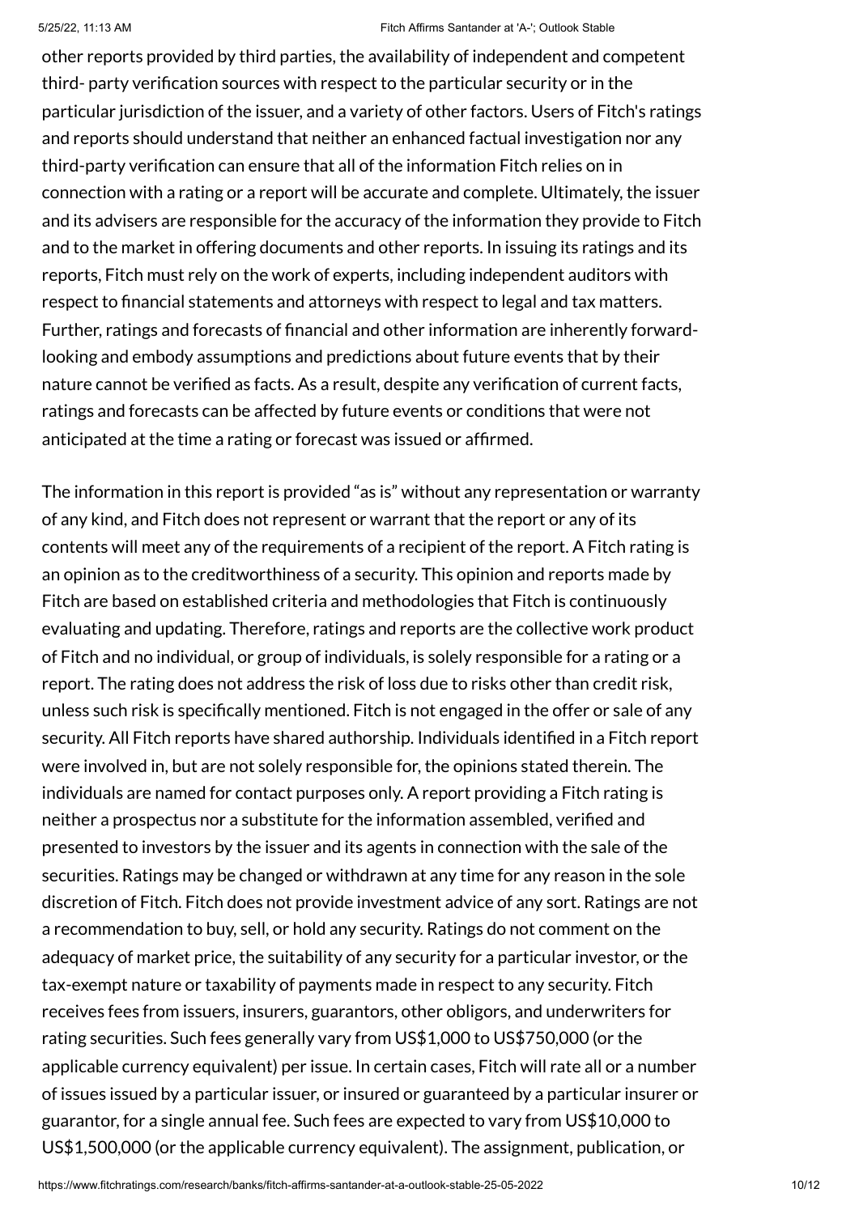other reports provided by third parties, the availability of independent and competent third- party verification sources with respect to the particular security or in the particular jurisdiction of the issuer, and a variety of other factors. Users of Fitch's ratings and reports should understand that neither an enhanced factual investigation nor any third-party verification can ensure that all of the information Fitch relies on in connection with a rating or a report will be accurate and complete. Ultimately, the issuer and its advisers are responsible for the accuracy of the information they provide to Fitch and to the market in offering documents and other reports. In issuing its ratings and its reports, Fitch must rely on the work of experts, including independent auditors with respect to financial statements and attorneys with respect to legal and tax matters. Further, ratings and forecasts of financial and other information are inherently forward-looking and embody assumptions and predictions about future events that by their nature cannot be verified as facts. As a result, despite any verification of current facts, ratings and forecasts can be affected by future events or conditions that were not anticipated at the time a rating or forecast was issued or affirmed.

The information in this report is provided "as is" without any representation or warranty of any kind, and Fitch does not represent or warrant that the report or any of its contents will meet any of the requirements of a recipient of the report. A Fitch rating is an opinion as to the creditworthiness of a security. This opinion and reports made by Fitch are based on established criteria and methodologies that Fitch is continuously evaluating and updating. Therefore, ratings and reports are the collective work product of Fitch and no individual, or group of individuals, is solely responsible for a rating or a report. The rating does not address the risk of loss due to risks other than credit risk, unless such risk is specifically mentioned. Fitch is not engaged in the offer or sale of any security. All Fitch reports have shared authorship. Individuals identified in a Fitch report were involved in, but are not solely responsible for, the opinions stated therein. The individuals are named for contact purposes only. A report providing a Fitch rating is neither a prospectus nor a substitute for the information assembled, verified and presented to investors by the issuer and its agents in connection with the sale of the securities. Ratings may be changed or withdrawn at any time for any reason in the sole discretion of Fitch. Fitch does not provide investment advice of any sort. Ratings are not a recommendation to buy, sell, or hold any security. Ratings do not comment on the adequacy of market price, the suitability of any security for a particular investor, or the tax-exempt nature or taxability of payments made in respect to any security. Fitch receives fees from issuers, insurers, guarantors, other obligors, and underwriters for rating securities. Such fees generally vary from US$1,000 to US$750,000 (or the applicable currency equivalent) per issue. In certain cases, Fitch will rate all or a number of issues issued by a particular issuer, or insured or guaranteed by a particular insurer or guarantor, for a single annual fee. Such fees are expected to vary from US$10,000 to US$1,500,000 (or the applicable currency equivalent). The assignment, publication, or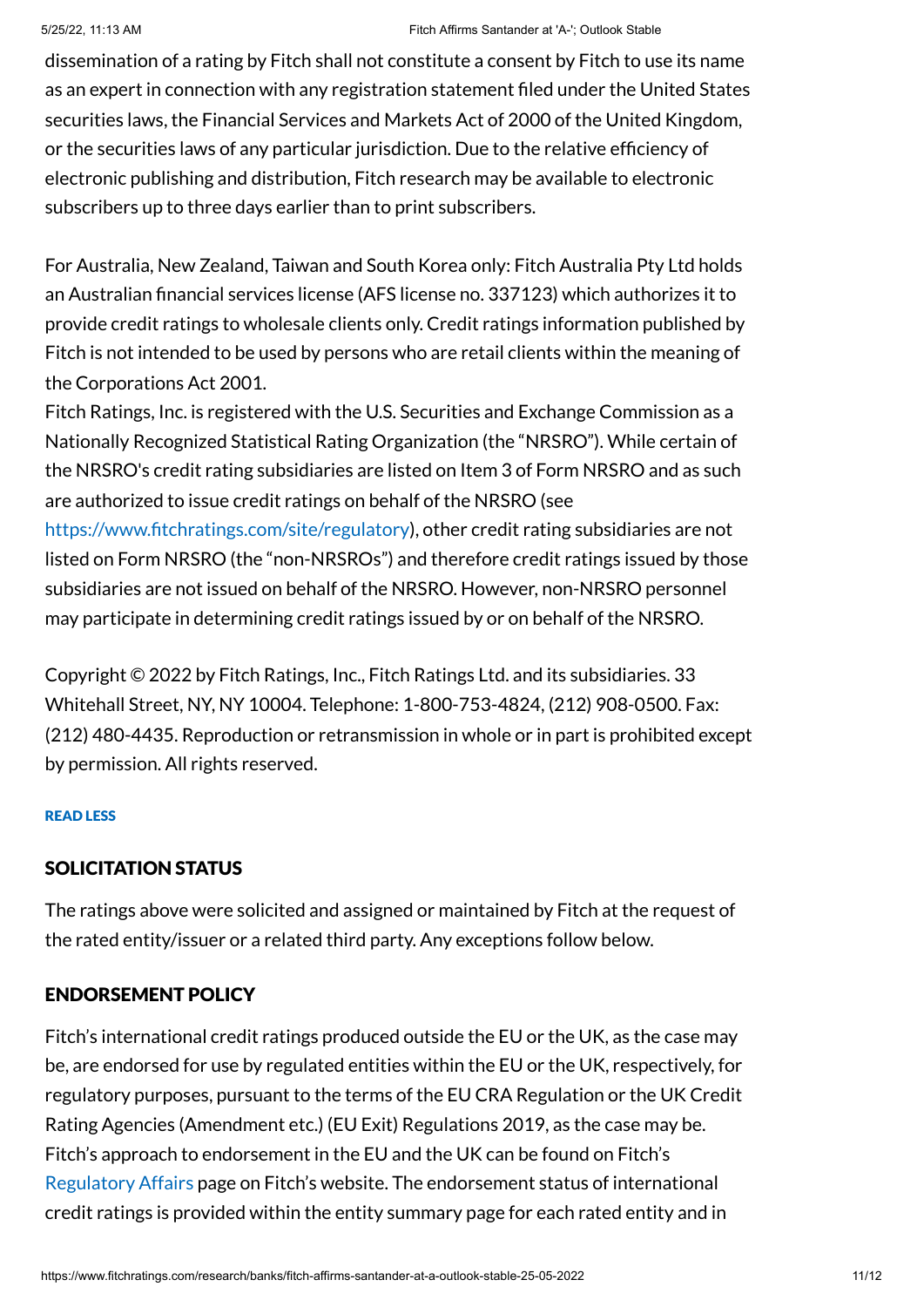dissemination of a rating by Fitch shall not constitute a consent by Fitch to use its name as an expert in connection with any registration statement filed under the United States securities laws, the Financial Services and Markets Act of 2000 of the United Kingdom, or the securities laws of any particular jurisdiction. Due to the relative efficiency of electronic publishing and distribution, Fitch research may be available to electronic subscribers up to three days earlier than to print subscribers.

For Australia, New Zealand, Taiwan and South Korea only: Fitch Australia Pty Ltd holds an Australian financial services license (AFS license no. 337123) which authorizes it to provide credit ratings to wholesale clients only. Credit ratings information published by Fitch is not intended to be used by persons who are retail clients within the meaning of the Corporations Act 2001.

Fitch Ratings, Inc. is registered with the U.S. Securities and Exchange Commission as a Nationally Recognized Statistical Rating Organization (the "NRSRO"). While certain of the NRSRO's credit rating subsidiaries are listed on Item 3 of Form NRSRO and as such are authorized to issue credit ratings on behalf of the NRSRO (see https://www.fitchratings.com/site/regulatory), other credit rating subsidiaries are not listed on Form NRSRO (the "non-NRSROs") and therefore credit ratings issued by those subsidiaries are not issued on behalf of the NRSRO. However, non-NRSRO personnel may participate in determining credit ratings issued by or on behalf of the NRSRO.

Copyright © 2022 by Fitch Ratings, Inc., Fitch Ratings Ltd. and its subsidiaries. 33 Whitehall Street, NY, NY 10004. Telephone: 1-800-753-4824, (212) 908-0500. Fax: (212) 480-4435. Reproduction or retransmission in whole or in part is prohibited except by permission. All rights reserved.

**READ LESS**

## SOLICITATION STATUS

The ratings above were solicited and assigned or maintained by Fitch at the request of the rated entity/issuer or a related third party. Any exceptions follow below.

## ENDORSEMENT POLICY

Fitch's international credit ratings produced outside the EU or the UK, as the case may be, are endorsed for use by regulated entities within the EU or the UK, respectively, for regulatory purposes, pursuant to the terms of the EU CRA Regulation or the UK Credit Rating Agencies (Amendment etc.) (EU Exit) Regulations 2019, as the case may be. Fitch's approach to endorsement in the EU and the UK can be found on Fitch's Regulatory Affairs page on Fitch's website. The endorsement status of international credit ratings is provided within the entity summary page for each rated entity and in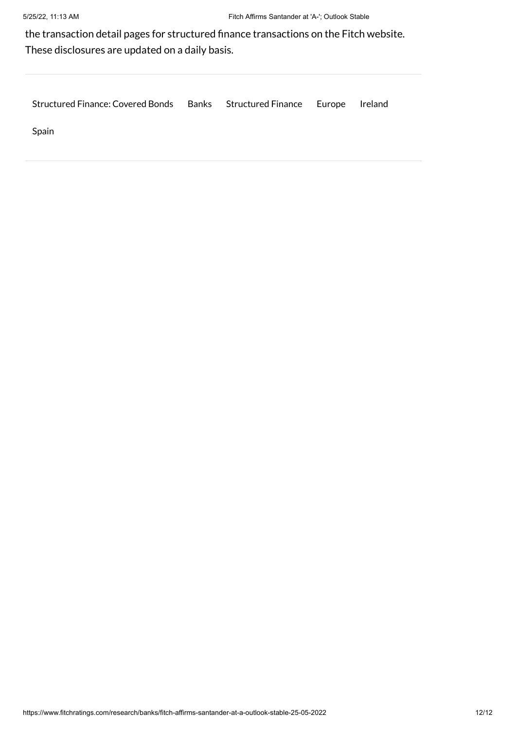the transaction detail pages for structured finance transactions on the Fitch website. These disclosures are updated on a daily basis.

Structured Finance: Covered Bonds Banks Structured Finance Europe Ireland

Spain